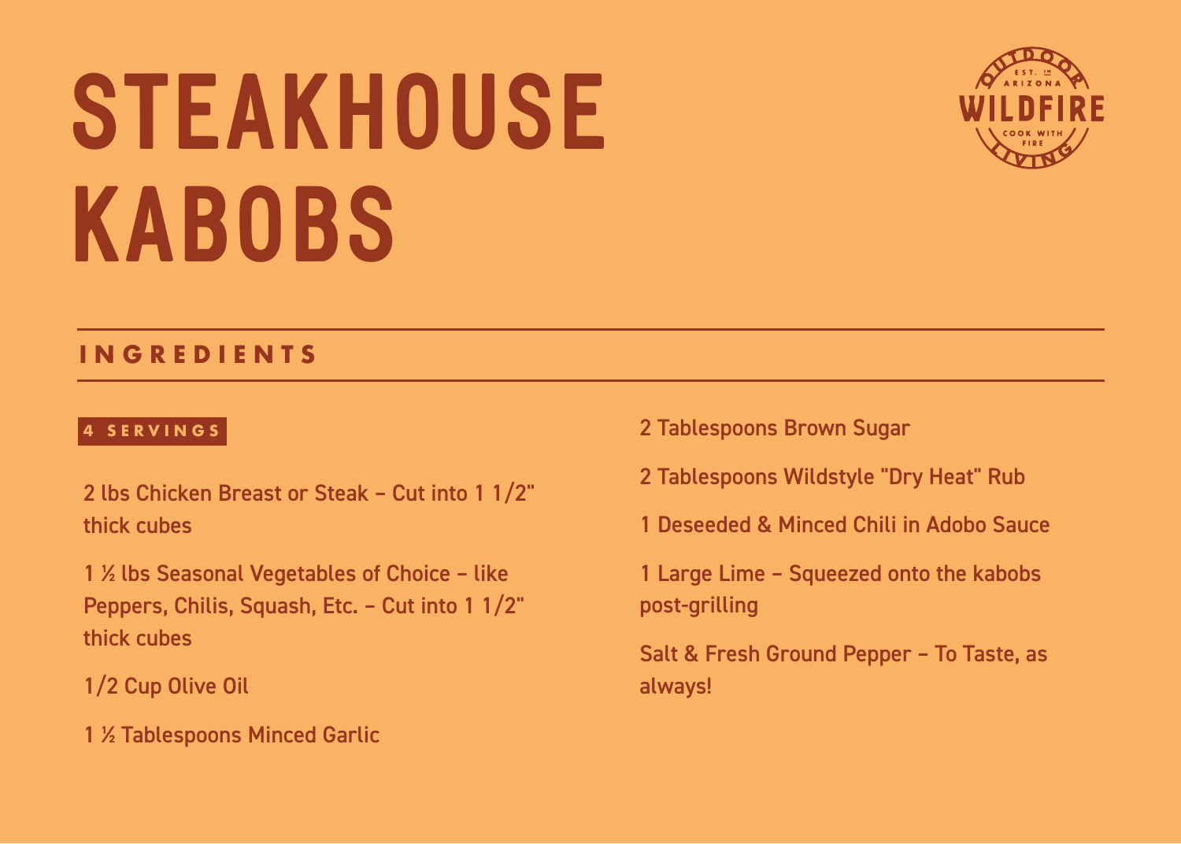# STEAKHOUSE KABOBS

OUTDOOR WILDFIRE LIVING — EST. IN ARIZONA — COOK WITH FIRE

## INGREDIENTS

**4 SERVINGS**

2 lbs Chicken Breast or Steak – Cut into 1 1/2" thick cubes

1 ½ lbs Seasonal Vegetables of Choice – like Peppers, Chilis, Squash, Etc. – Cut into 1 1/2" thick cubes

1/2 Cup Olive Oil

1 ½ Tablespoons Minced Garlic

2 Tablespoons Brown Sugar

2 Tablespoons Wildstyle "Dry Heat" Rub

1 Deseeded & Minced Chili in Adobo Sauce

1 Large Lime – Squeezed onto the kabobs post-grilling

Salt & Fresh Ground Pepper – To Taste, as always!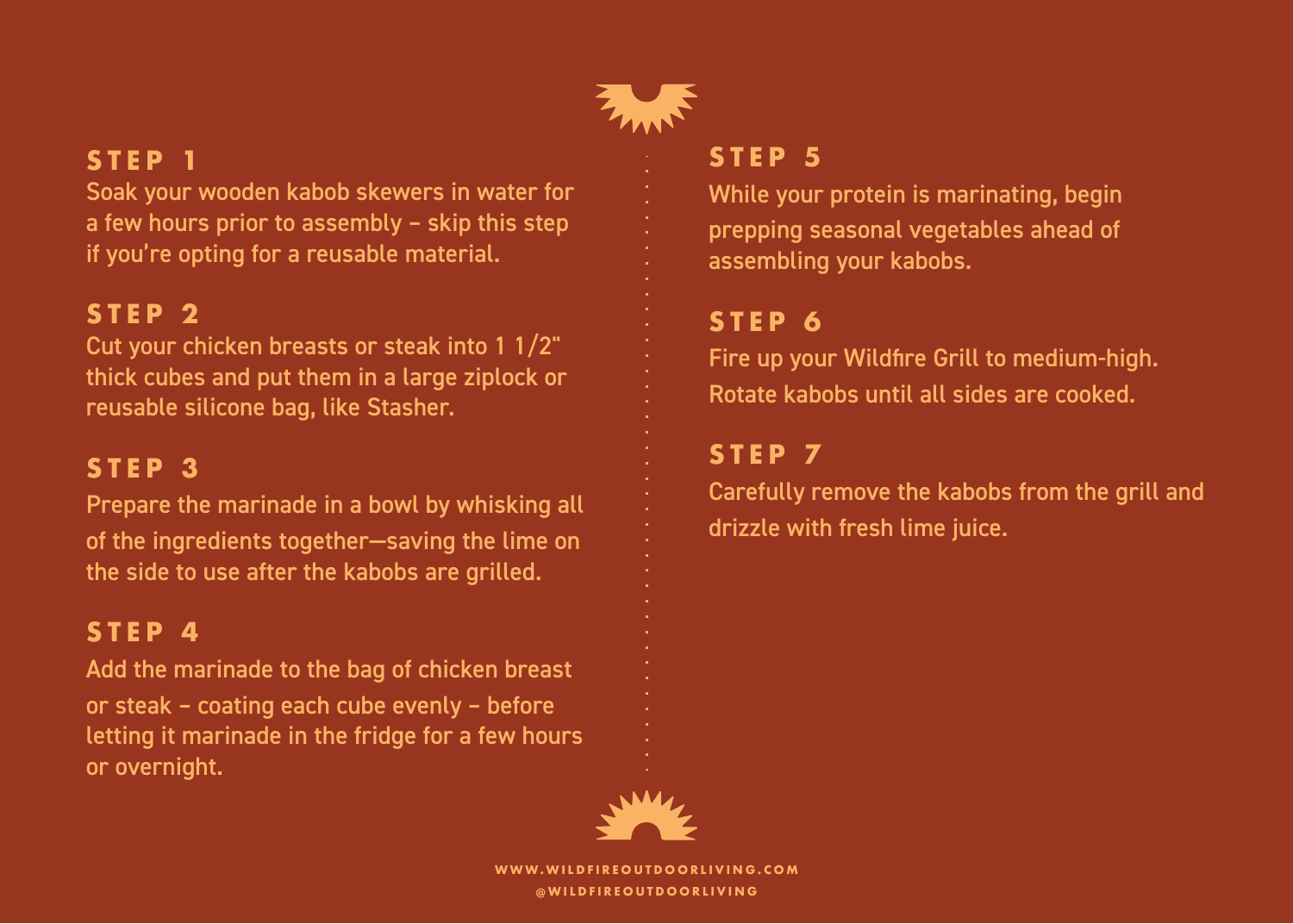## STEP 1

Soak your wooden kabob skewers in water for a few hours prior to assembly – skip this step if you're opting for a reusable material.

## STEP 2

Cut your chicken breasts or steak into 1 1/2" thick cubes and put them in a large ziplock or reusable silicone bag, like Stasher.

## STEP 3

Prepare the marinade in a bowl by whisking all of the ingredients together—saving the lime on the side to use after the kabobs are grilled.

## STEP 4

Add the marinade to the bag of chicken breast or steak – coating each cube evenly – before letting it marinade in the fridge for a few hours or overnight.

## STEP 5

While your protein is marinating, begin prepping seasonal vegetables ahead of assembling your kabobs.

## STEP 6

Fire up your Wildfire Grill to medium-high. Rotate kabobs until all sides are cooked.

## STEP 7

Carefully remove the kabobs from the grill and drizzle with fresh lime juice.

WWW.WILDFIREOUTDOORLIVING.COM
@WILDFIREOUTDOORLIVING